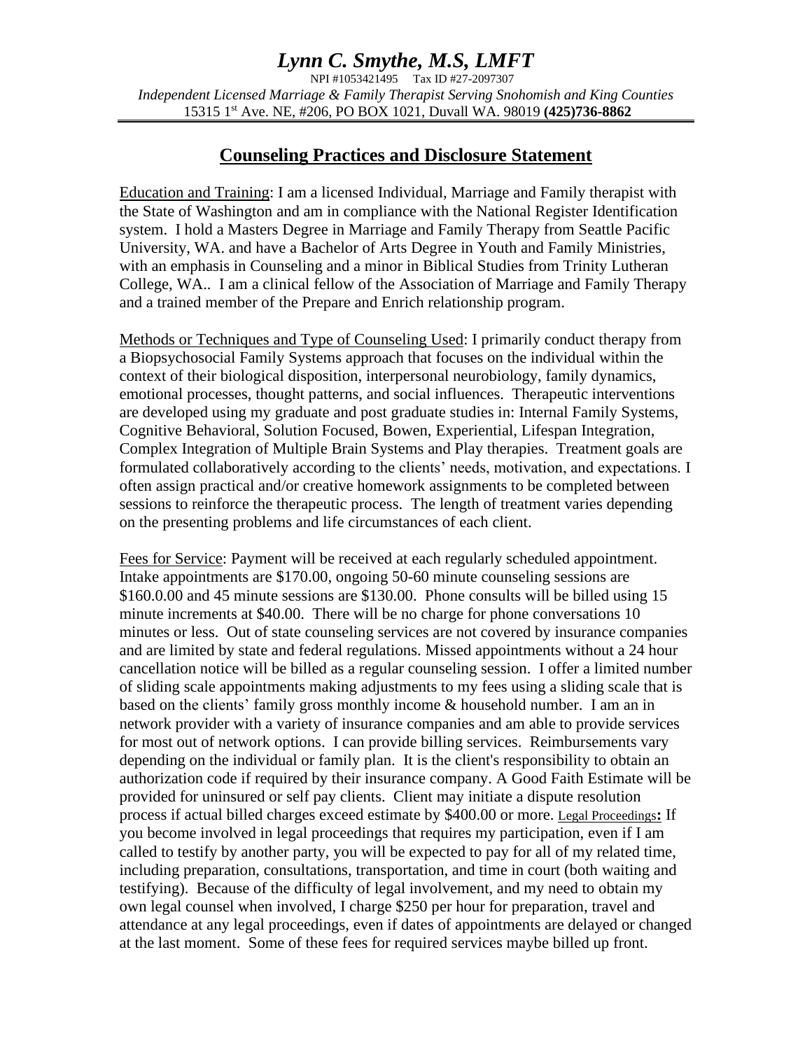# *Lynn C. Smythe, M.S, LMFT*

NPI #1053421495 Tax ID #27-2097307

*Independent Licensed Marriage & Family Therapist Serving Snohomish and King Counties*

15315 1st Ave. NE, #206, PO BOX 1021, Duvall WA. 98019 **(425)736-8862**

## Counseling Practices and Disclosure Statement

Education and Training: I am a licensed Individual, Marriage and Family therapist with the State of Washington and am in compliance with the National Register Identification system. I hold a Masters Degree in Marriage and Family Therapy from Seattle Pacific University, WA. and have a Bachelor of Arts Degree in Youth and Family Ministries, with an emphasis in Counseling and a minor in Biblical Studies from Trinity Lutheran College, WA.. I am a clinical fellow of the Association of Marriage and Family Therapy and a trained member of the Prepare and Enrich relationship program.

Methods or Techniques and Type of Counseling Used: I primarily conduct therapy from a Biopsychosocial Family Systems approach that focuses on the individual within the context of their biological disposition, interpersonal neurobiology, family dynamics, emotional processes, thought patterns, and social influences. Therapeutic interventions are developed using my graduate and post graduate studies in: Internal Family Systems, Cognitive Behavioral, Solution Focused, Bowen, Experiential, Lifespan Integration, Complex Integration of Multiple Brain Systems and Play therapies. Treatment goals are formulated collaboratively according to the clients' needs, motivation, and expectations. I often assign practical and/or creative homework assignments to be completed between sessions to reinforce the therapeutic process. The length of treatment varies depending on the presenting problems and life circumstances of each client.

Fees for Service: Payment will be received at each regularly scheduled appointment. Intake appointments are $170.00, ongoing 50-60 minute counseling sessions are $160.0.00 and 45 minute sessions are $130.00. Phone consults will be billed using 15 minute increments at $40.00. There will be no charge for phone conversations 10 minutes or less. Out of state counseling services are not covered by insurance companies and are limited by state and federal regulations. Missed appointments without a 24 hour cancellation notice will be billed as a regular counseling session. I offer a limited number of sliding scale appointments making adjustments to my fees using a sliding scale that is based on the clients' family gross monthly income & household number. I am an in network provider with a variety of insurance companies and am able to provide services for most out of network options. I can provide billing services. Reimbursements vary depending on the individual or family plan. It is the client's responsibility to obtain an authorization code if required by their insurance company. A Good Faith Estimate will be provided for uninsured or self pay clients. Client may initiate a dispute resolution process if actual billed charges exceed estimate by $400.00 or more. Legal Proceedings**:** If you become involved in legal proceedings that requires my participation, even if I am called to testify by another party, you will be expected to pay for all of my related time, including preparation, consultations, transportation, and time in court (both waiting and testifying). Because of the difficulty of legal involvement, and my need to obtain my own legal counsel when involved, I charge $250 per hour for preparation, travel and attendance at any legal proceedings, even if dates of appointments are delayed or changed at the last moment. Some of these fees for required services maybe billed up front.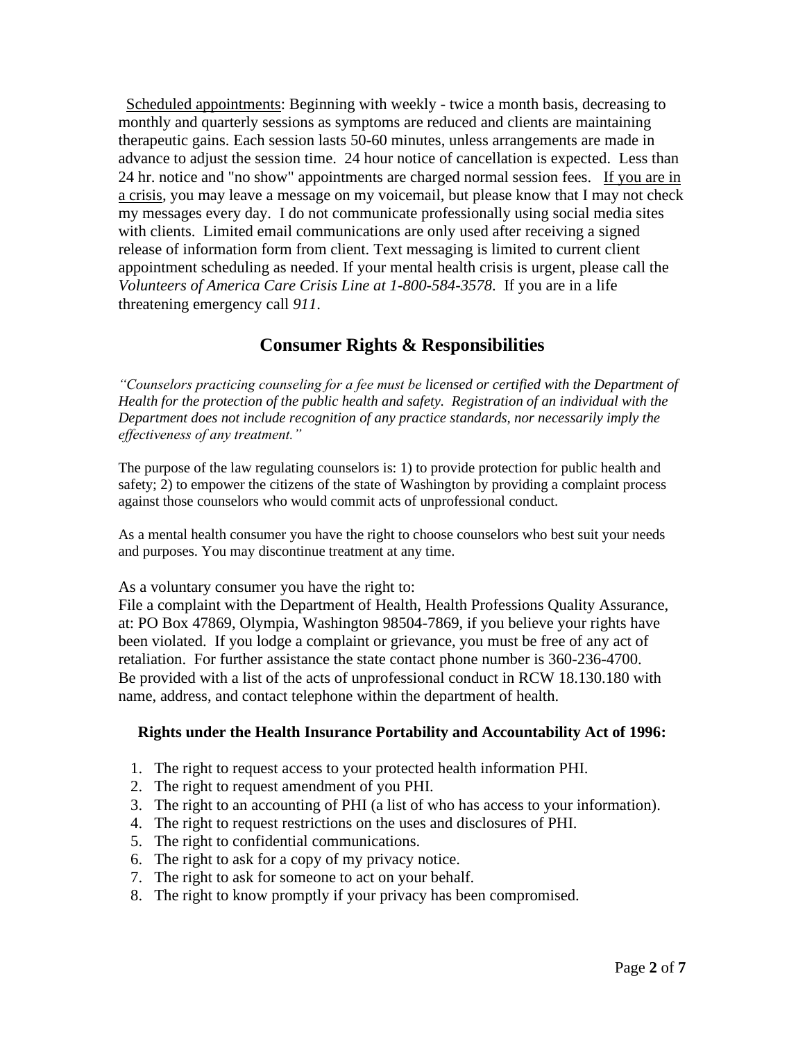Scheduled appointments: Beginning with weekly - twice a month basis, decreasing to monthly and quarterly sessions as symptoms are reduced and clients are maintaining therapeutic gains. Each session lasts 50-60 minutes, unless arrangements are made in advance to adjust the session time. 24 hour notice of cancellation is expected. Less than 24 hr. notice and "no show" appointments are charged normal session fees. If you are in a crisis, you may leave a message on my voicemail, but please know that I may not check my messages every day. I do not communicate professionally using social media sites with clients. Limited email communications are only used after receiving a signed release of information form from client. Text messaging is limited to current client appointment scheduling as needed. If your mental health crisis is urgent, please call the *Volunteers of America Care Crisis Line at 1-800-584-3578*. If you are in a life threatening emergency call *911*.

## Consumer Rights & Responsibilities

*"Counselors practicing counseling for a fee must be licensed or certified with the Department of Health for the protection of the public health and safety. Registration of an individual with the Department does not include recognition of any practice standards, nor necessarily imply the effectiveness of any treatment."*

The purpose of the law regulating counselors is: 1) to provide protection for public health and safety; 2) to empower the citizens of the state of Washington by providing a complaint process against those counselors who would commit acts of unprofessional conduct.

As a mental health consumer you have the right to choose counselors who best suit your needs and purposes. You may discontinue treatment at any time.

As a voluntary consumer you have the right to:
File a complaint with the Department of Health, Health Professions Quality Assurance, at: PO Box 47869, Olympia, Washington 98504-7869, if you believe your rights have been violated. If you lodge a complaint or grievance, you must be free of any act of retaliation. For further assistance the state contact phone number is 360-236-4700.
Be provided with a list of the acts of unprofessional conduct in RCW 18.130.180 with name, address, and contact telephone within the department of health.

**Rights under the Health Insurance Portability and Accountability Act of 1996:**

1. The right to request access to your protected health information PHI.
2. The right to request amendment of you PHI.
3. The right to an accounting of PHI (a list of who has access to your information).
4. The right to request restrictions on the uses and disclosures of PHI.
5. The right to confidential communications.
6. The right to ask for a copy of my privacy notice.
7. The right to ask for someone to act on your behalf.
8. The right to know promptly if your privacy has been compromised.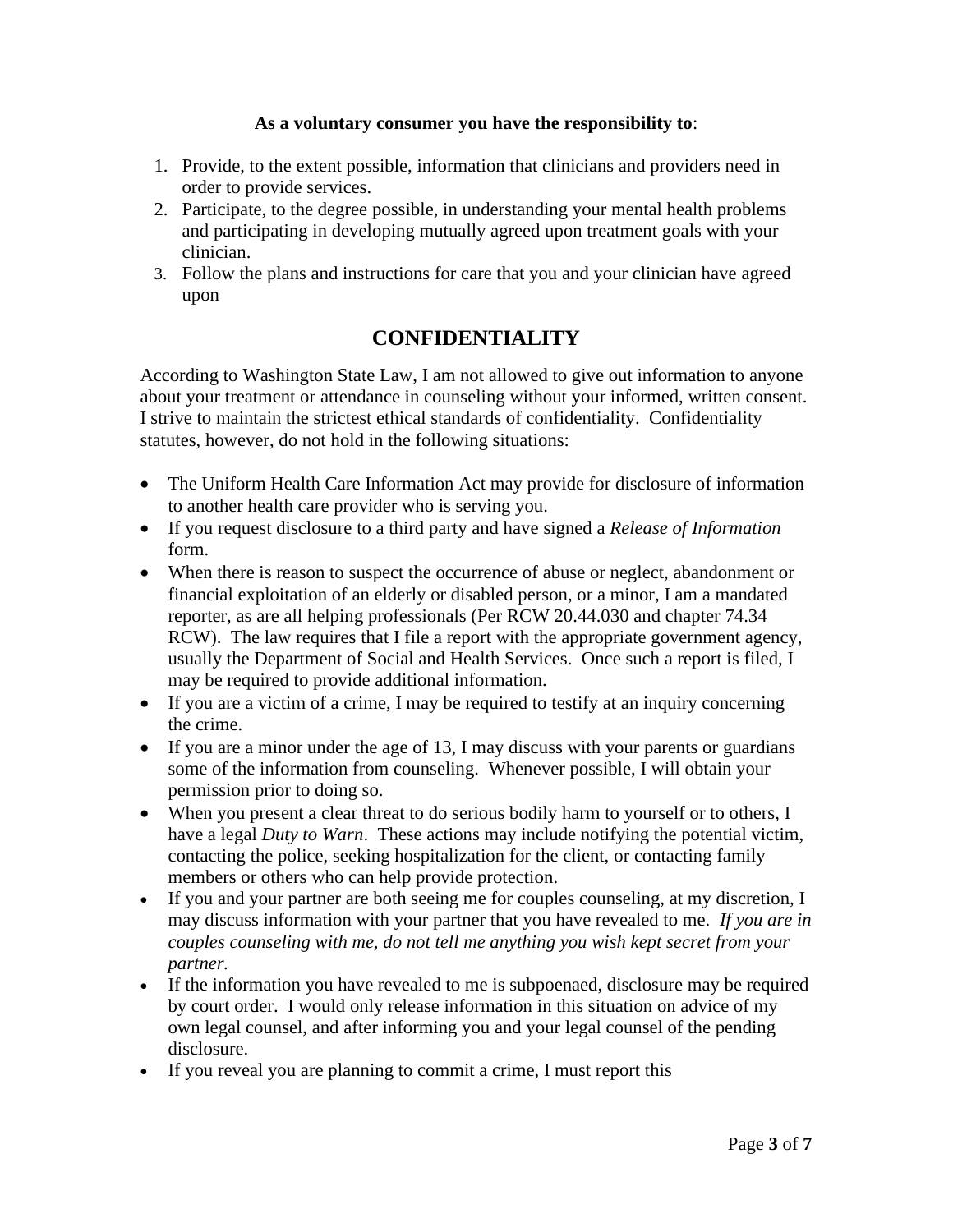**As a voluntary consumer you have the responsibility to**:

1. Provide, to the extent possible, information that clinicians and providers need in order to provide services.
2. Participate, to the degree possible, in understanding your mental health problems and participating in developing mutually agreed upon treatment goals with your clinician.
3. Follow the plans and instructions for care that you and your clinician have agreed upon

## CONFIDENTIALITY

According to Washington State Law, I am not allowed to give out information to anyone about your treatment or attendance in counseling without your informed, written consent. I strive to maintain the strictest ethical standards of confidentiality. Confidentiality statutes, however, do not hold in the following situations:

- The Uniform Health Care Information Act may provide for disclosure of information to another health care provider who is serving you.
- If you request disclosure to a third party and have signed a *Release of Information* form.
- When there is reason to suspect the occurrence of abuse or neglect, abandonment or financial exploitation of an elderly or disabled person, or a minor, I am a mandated reporter, as are all helping professionals (Per RCW 20.44.030 and chapter 74.34 RCW). The law requires that I file a report with the appropriate government agency, usually the Department of Social and Health Services. Once such a report is filed, I may be required to provide additional information.
- If you are a victim of a crime, I may be required to testify at an inquiry concerning the crime.
- If you are a minor under the age of 13, I may discuss with your parents or guardians some of the information from counseling. Whenever possible, I will obtain your permission prior to doing so.
- When you present a clear threat to do serious bodily harm to yourself or to others, I have a legal *Duty to Warn*. These actions may include notifying the potential victim, contacting the police, seeking hospitalization for the client, or contacting family members or others who can help provide protection.
- If you and your partner are both seeing me for couples counseling, at my discretion, I may discuss information with your partner that you have revealed to me. *If you are in couples counseling with me, do not tell me anything you wish kept secret from your partner.*
- If the information you have revealed to me is subpoenaed, disclosure may be required by court order. I would only release information in this situation on advice of my own legal counsel, and after informing you and your legal counsel of the pending disclosure.
- If you reveal you are planning to commit a crime, I must report this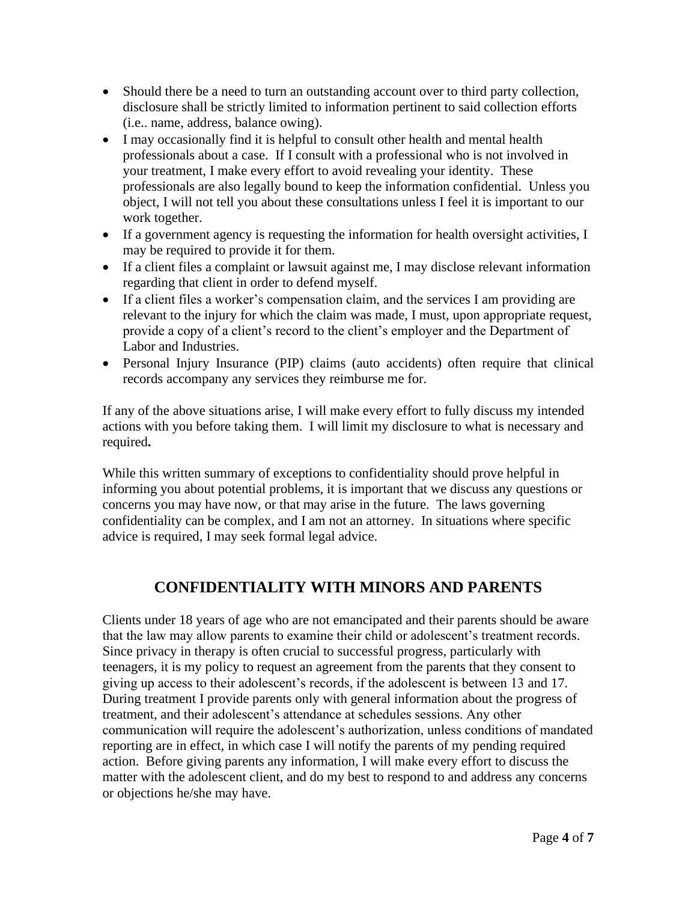- Should there be a need to turn an outstanding account over to third party collection, disclosure shall be strictly limited to information pertinent to said collection efforts (i.e.. name, address, balance owing).
- I may occasionally find it is helpful to consult other health and mental health professionals about a case. If I consult with a professional who is not involved in your treatment, I make every effort to avoid revealing your identity. These professionals are also legally bound to keep the information confidential. Unless you object, I will not tell you about these consultations unless I feel it is important to our work together.
- If a government agency is requesting the information for health oversight activities, I may be required to provide it for them.
- If a client files a complaint or lawsuit against me, I may disclose relevant information regarding that client in order to defend myself.
- If a client files a worker's compensation claim, and the services I am providing are relevant to the injury for which the claim was made, I must, upon appropriate request, provide a copy of a client's record to the client's employer and the Department of Labor and Industries.
- Personal Injury Insurance (PIP) claims (auto accidents) often require that clinical records accompany any services they reimburse me for.

If any of the above situations arise, I will make every effort to fully discuss my intended actions with you before taking them. I will limit my disclosure to what is necessary and required**.**

While this written summary of exceptions to confidentiality should prove helpful in informing you about potential problems, it is important that we discuss any questions or concerns you may have now, or that may arise in the future. The laws governing confidentiality can be complex, and I am not an attorney. In situations where specific advice is required, I may seek formal legal advice.

## CONFIDENTIALITY WITH MINORS AND PARENTS

Clients under 18 years of age who are not emancipated and their parents should be aware that the law may allow parents to examine their child or adolescent's treatment records. Since privacy in therapy is often crucial to successful progress, particularly with teenagers, it is my policy to request an agreement from the parents that they consent to giving up access to their adolescent's records, if the adolescent is between 13 and 17. During treatment I provide parents only with general information about the progress of treatment, and their adolescent's attendance at schedules sessions. Any other communication will require the adolescent's authorization, unless conditions of mandated reporting are in effect, in which case I will notify the parents of my pending required action. Before giving parents any information, I will make every effort to discuss the matter with the adolescent client, and do my best to respond to and address any concerns or objections he/she may have.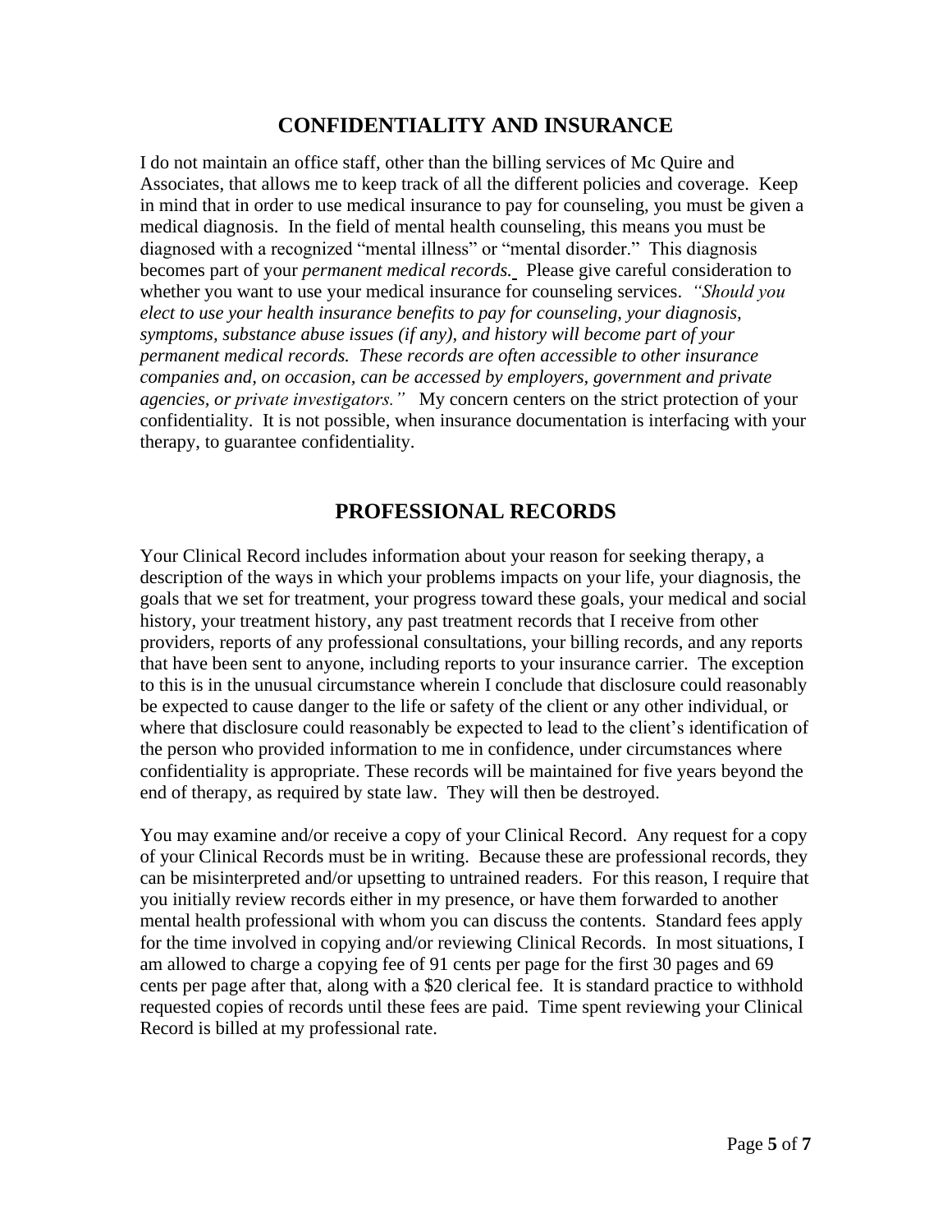## CONFIDENTIALITY AND INSURANCE

I do not maintain an office staff, other than the billing services of Mc Quire and Associates, that allows me to keep track of all the different policies and coverage. Keep in mind that in order to use medical insurance to pay for counseling, you must be given a medical diagnosis. In the field of mental health counseling, this means you must be diagnosed with a recognized "mental illness" or "mental disorder." This diagnosis becomes part of your *permanent medical records.* Please give careful consideration to whether you want to use your medical insurance for counseling services. *"Should you elect to use your health insurance benefits to pay for counseling, your diagnosis, symptoms, substance abuse issues (if any), and history will become part of your permanent medical records. These records are often accessible to other insurance companies and, on occasion, can be accessed by employers, government and private agencies, or private investigators."* My concern centers on the strict protection of your confidentiality. It is not possible, when insurance documentation is interfacing with your therapy, to guarantee confidentiality.

## PROFESSIONAL RECORDS

Your Clinical Record includes information about your reason for seeking therapy, a description of the ways in which your problems impacts on your life, your diagnosis, the goals that we set for treatment, your progress toward these goals, your medical and social history, your treatment history, any past treatment records that I receive from other providers, reports of any professional consultations, your billing records, and any reports that have been sent to anyone, including reports to your insurance carrier. The exception to this is in the unusual circumstance wherein I conclude that disclosure could reasonably be expected to cause danger to the life or safety of the client or any other individual, or where that disclosure could reasonably be expected to lead to the client's identification of the person who provided information to me in confidence, under circumstances where confidentiality is appropriate. These records will be maintained for five years beyond the end of therapy, as required by state law. They will then be destroyed.

You may examine and/or receive a copy of your Clinical Record. Any request for a copy of your Clinical Records must be in writing. Because these are professional records, they can be misinterpreted and/or upsetting to untrained readers. For this reason, I require that you initially review records either in my presence, or have them forwarded to another mental health professional with whom you can discuss the contents. Standard fees apply for the time involved in copying and/or reviewing Clinical Records. In most situations, I am allowed to charge a copying fee of 91 cents per page for the first 30 pages and 69 cents per page after that, along with a $20 clerical fee. It is standard practice to withhold requested copies of records until these fees are paid. Time spent reviewing your Clinical Record is billed at my professional rate.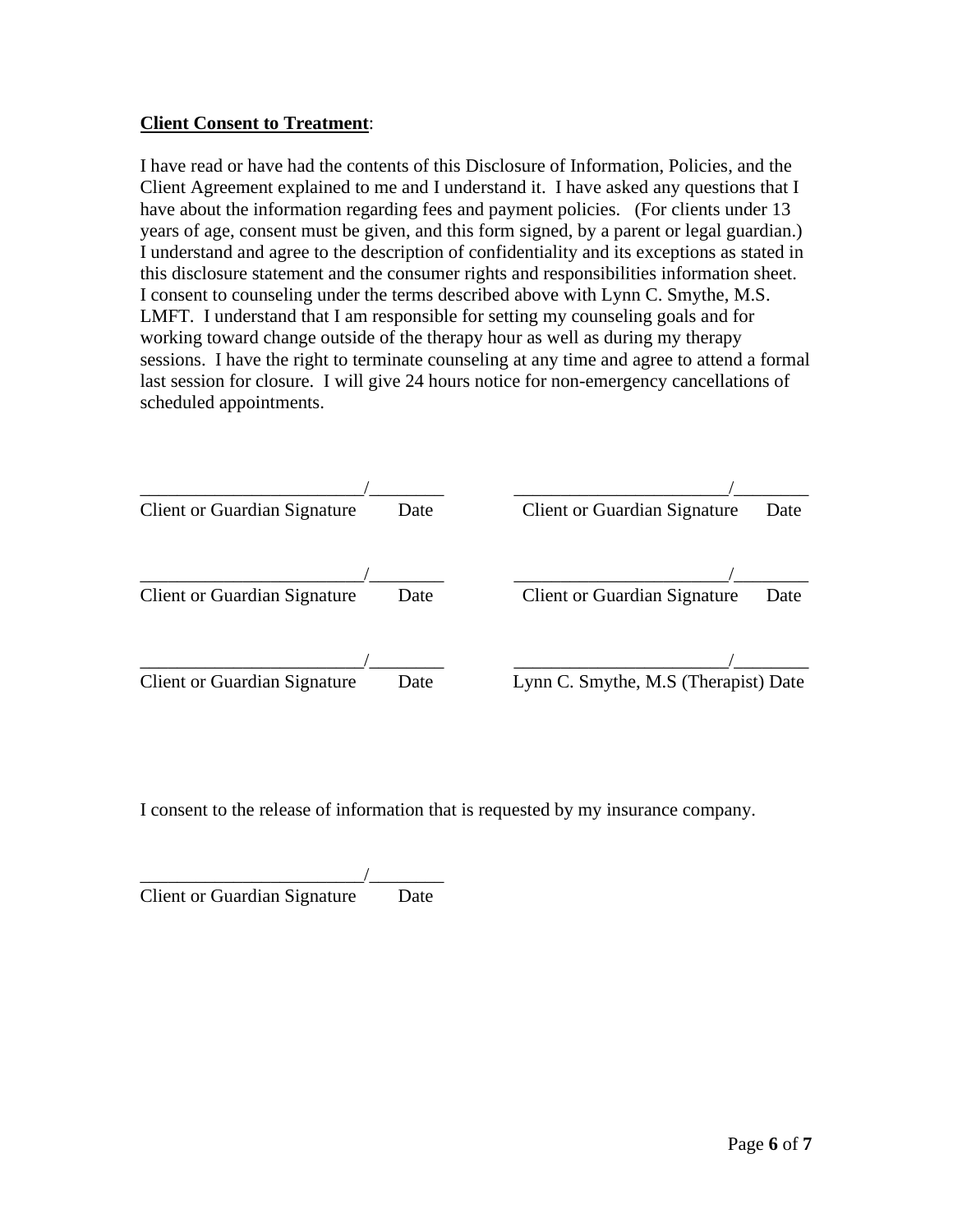**Client Consent to Treatment**:

I have read or have had the contents of this Disclosure of Information, Policies, and the Client Agreement explained to me and I understand it. I have asked any questions that I have about the information regarding fees and payment policies. (For clients under 13 years of age, consent must be given, and this form signed, by a parent or legal guardian.) I understand and agree to the description of confidentiality and its exceptions as stated in this disclosure statement and the consumer rights and responsibilities information sheet. I consent to counseling under the terms described above with Lynn C. Smythe, M.S. LMFT. I understand that I am responsible for setting my counseling goals and for working toward change outside of the therapy hour as well as during my therapy sessions. I have the right to terminate counseling at any time and agree to attend a formal last session for closure. I will give 24 hours notice for non-emergency cancellations of scheduled appointments.

________________________/________
Client or Guardian Signature Date

________________________/________
Client or Guardian Signature Date

________________________/________
Client or Guardian Signature Date

________________________/________
Client or Guardian Signature Date

________________________/________
Client or Guardian Signature Date

________________________/________
Lynn C. Smythe, M.S (Therapist) Date

I consent to the release of information that is requested by my insurance company.

________________________/________
Client or Guardian Signature Date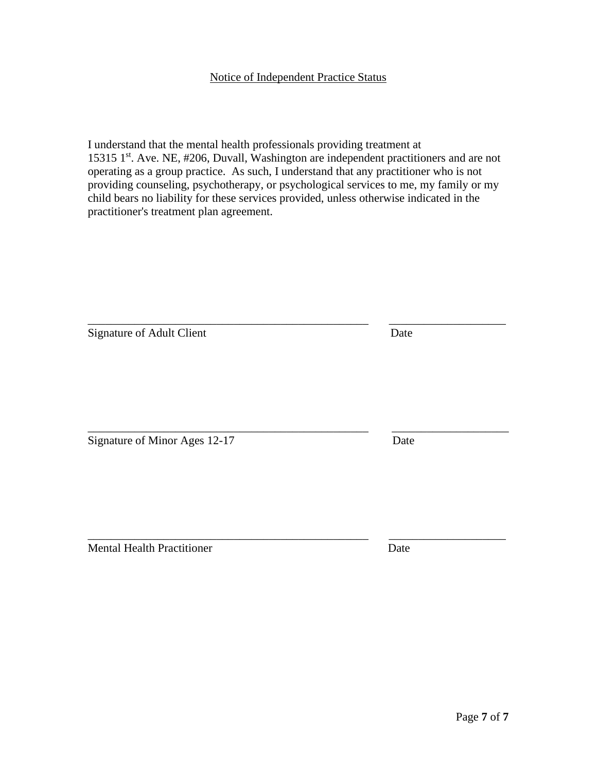<u>Notice of Independent Practice Status</u>

I understand that the mental health professionals providing treatment at 15315 1st. Ave. NE, #206, Duvall, Washington are independent practitioners and are not operating as a group practice. As such, I understand that any practitioner who is not providing counseling, psychotherapy, or psychological services to me, my family or my child bears no liability for these services provided, unless otherwise indicated in the practitioner's treatment plan agreement.

_________________________________________________ ____________________
Signature of Adult Client Date

_________________________________________________ ____________________
Signature of Minor Ages 12-17 Date

_________________________________________________ ____________________
Mental Health Practitioner Date